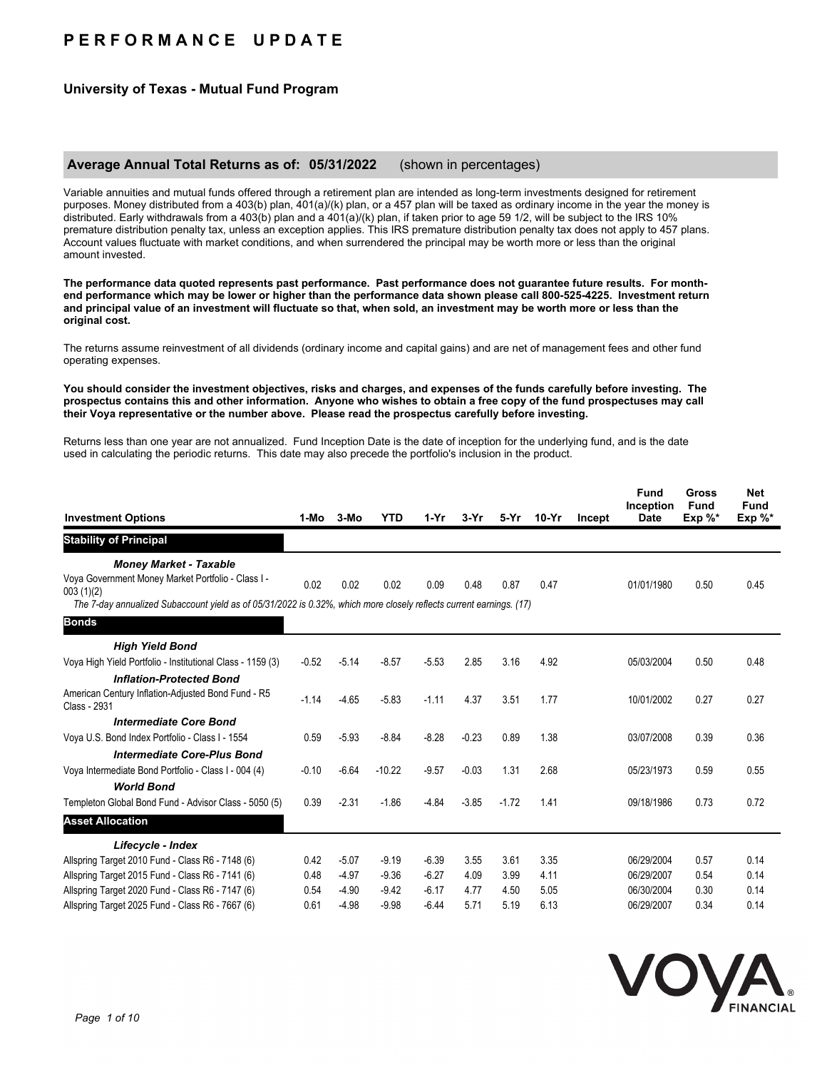# PERFORMANCE UPDATE

### University of Texas - Mutual Fund Program

## Average Annual Total Returns as of: 05/31/2022 (shown in percentages)

Variable annuities and mutual funds offered through a retirement plan are intended as long-term investments designed for retirement purposes. Money distributed from a 403(b) plan, 401(a)/(k) plan, or a 457 plan will be taxed as ordinary income in the year the money is distributed. Early withdrawals from a 403(b) plan and a 401(a)/(k) plan, if taken prior to age 59 1/2, will be subject to the IRS 10% premature distribution penalty tax, unless an exception applies. This IRS premature distribution penalty tax does not apply to 457 plans. Account values fluctuate with market conditions, and when surrendered the principal may be worth more or less than the original amount invested.

**The performance data quoted represents past performance. Past performance does not guarantee future results. For month-end performance which may be lower or higher than the performance data shown please call 800-525-4225. Investment return and principal value of an investment will fluctuate so that, when sold, an investment may be worth more or less than the original cost.**

The returns assume reinvestment of all dividends (ordinary income and capital gains) and are net of management fees and other fund operating expenses.

**You should consider the investment objectives, risks and charges, and expenses of the funds carefully before investing. The prospectus contains this and other information. Anyone who wishes to obtain a free copy of the fund prospectuses may call their Voya representative or the number above. Please read the prospectus carefully before investing.**

Returns less than one year are not annualized. Fund Inception Date is the date of inception for the underlying fund, and is the date used in calculating the periodic returns. This date may also precede the portfolio's inclusion in the product.

| Investment Options | 1-Mo | 3-Mo | YTD | 1-Yr | 3-Yr | 5-Yr | 10-Yr | Incept | Fund Inception Date | Gross Fund Exp %* | Net Fund Exp %* |
|---|---|---|---|---|---|---|---|---|---|---|---|
| **Stability of Principal** | | | | | | | | | | | |
| ***Money Market - Taxable*** | | | | | | | | | | | |
| Voya Government Money Market Portfolio - Class I - 003 (1)(2) | 0.02 | 0.02 | 0.02 | 0.09 | 0.48 | 0.87 | 0.47 | | 01/01/1980 | 0.50 | 0.45 |
| *The 7-day annualized Subaccount yield as of 05/31/2022 is 0.32%, which more closely reflects current earnings. (17)* | | | | | | | | | | | |
| **Bonds** | | | | | | | | | | | |
| ***High Yield Bond*** | | | | | | | | | | | |
| Voya High Yield Portfolio - Institutional Class - 1159 (3) | -0.52 | -5.14 | -8.57 | -5.53 | 2.85 | 3.16 | 4.92 | | 05/03/2004 | 0.50 | 0.48 |
| ***Inflation-Protected Bond*** | | | | | | | | | | | |
| American Century Inflation-Adjusted Bond Fund - R5 Class - 2931 | -1.14 | -4.65 | -5.83 | -1.11 | 4.37 | 3.51 | 1.77 | | 10/01/2002 | 0.27 | 0.27 |
| ***Intermediate Core Bond*** | | | | | | | | | | | |
| Voya U.S. Bond Index Portfolio - Class I - 1554 | 0.59 | -5.93 | -8.84 | -8.28 | -0.23 | 0.89 | 1.38 | | 03/07/2008 | 0.39 | 0.36 |
| ***Intermediate Core-Plus Bond*** | | | | | | | | | | | |
| Voya Intermediate Bond Portfolio - Class I - 004 (4) | -0.10 | -6.64 | -10.22 | -9.57 | -0.03 | 1.31 | 2.68 | | 05/23/1973 | 0.59 | 0.55 |
| ***World Bond*** | | | | | | | | | | | |
| Templeton Global Bond Fund - Advisor Class - 5050 (5) | 0.39 | -2.31 | -1.86 | -4.84 | -3.85 | -1.72 | 1.41 | | 09/18/1986 | 0.73 | 0.72 |
| **Asset Allocation** | | | | | | | | | | | |
| ***Lifecycle - Index*** | | | | | | | | | | | |
| Allspring Target 2010 Fund - Class R6 - 7148 (6) | 0.42 | -5.07 | -9.19 | -6.39 | 3.55 | 3.61 | 3.35 | | 06/29/2004 | 0.57 | 0.14 |
| Allspring Target 2015 Fund - Class R6 - 7141 (6) | 0.48 | -4.97 | -9.36 | -6.27 | 4.09 | 3.99 | 4.11 | | 06/29/2007 | 0.54 | 0.14 |
| Allspring Target 2020 Fund - Class R6 - 7147 (6) | 0.54 | -4.90 | -9.42 | -6.17 | 4.77 | 4.50 | 5.05 | | 06/30/2004 | 0.30 | 0.14 |
| Allspring Target 2025 Fund - Class R6 - 7667 (6) | 0.61 | -4.98 | -9.98 | -6.44 | 5.71 | 5.19 | 6.13 | | 06/29/2007 | 0.34 | 0.14 |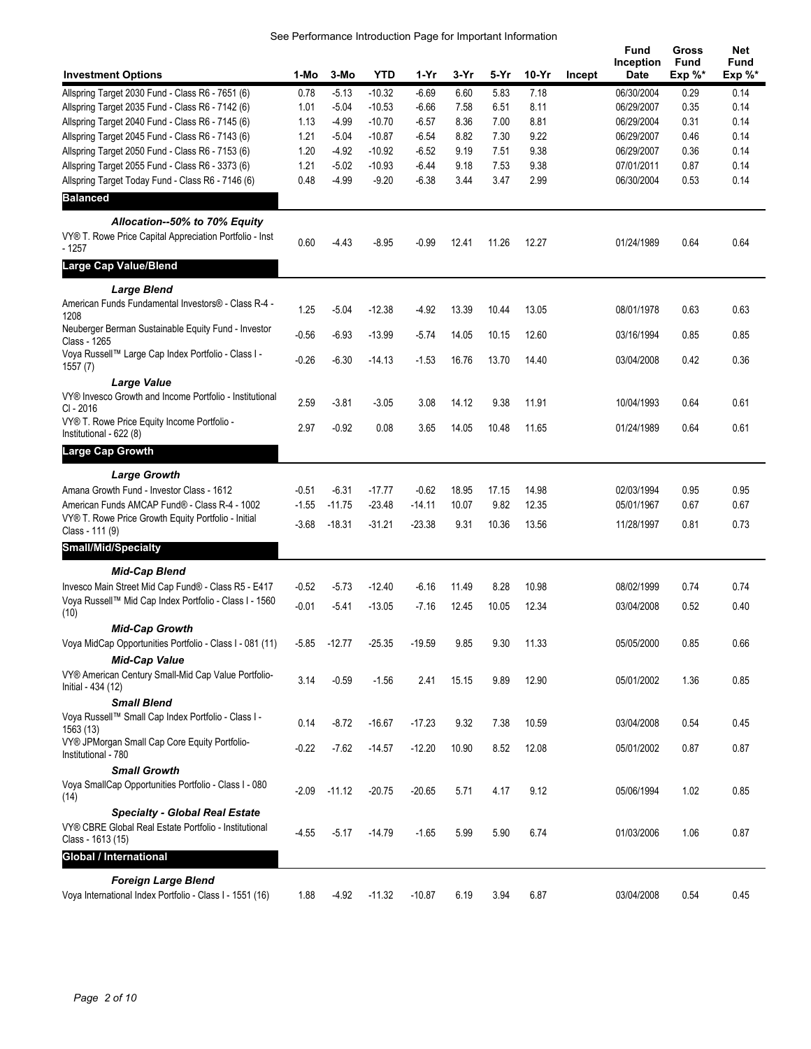See Performance Introduction Page for Important Information

| Investment Options | 1-Mo | 3-Mo | YTD | 1-Yr | 3-Yr | 5-Yr | 10-Yr | Incept | Fund Inception Date | Gross Fund Exp %* | Net Fund Exp %* |
|---|---|---|---|---|---|---|---|---|---|---|---|
| Allspring Target 2030 Fund - Class R6 - 7651 (6) | 0.78 | -5.13 | -10.32 | -6.69 | 6.60 | 5.83 | 7.18 | | 06/30/2004 | 0.29 | 0.14 |
| Allspring Target 2035 Fund - Class R6 - 7142 (6) | 1.01 | -5.04 | -10.53 | -6.66 | 7.58 | 6.51 | 8.11 | | 06/29/2007 | 0.35 | 0.14 |
| Allspring Target 2040 Fund - Class R6 - 7145 (6) | 1.13 | -4.99 | -10.70 | -6.57 | 8.36 | 7.00 | 8.81 | | 06/29/2004 | 0.31 | 0.14 |
| Allspring Target 2045 Fund - Class R6 - 7143 (6) | 1.21 | -5.04 | -10.87 | -6.54 | 8.82 | 7.30 | 9.22 | | 06/29/2007 | 0.46 | 0.14 |
| Allspring Target 2050 Fund - Class R6 - 7153 (6) | 1.20 | -4.92 | -10.92 | -6.52 | 9.19 | 7.51 | 9.38 | | 06/29/2007 | 0.36 | 0.14 |
| Allspring Target 2055 Fund - Class R6 - 3373 (6) | 1.21 | -5.02 | -10.93 | -6.44 | 9.18 | 7.53 | 9.38 | | 07/01/2011 | 0.87 | 0.14 |
| Allspring Target Today Fund - Class R6 - 7146 (6) | 0.48 | -4.99 | -9.20 | -6.38 | 3.44 | 3.47 | 2.99 | | 06/30/2004 | 0.53 | 0.14 |
| **Balanced** | | | | | | | | | | | |
| ***Allocation--50% to 70% Equity*** | | | | | | | | | | | |
| VY® T. Rowe Price Capital Appreciation Portfolio - Inst - 1257 | 0.60 | -4.43 | -8.95 | -0.99 | 12.41 | 11.26 | 12.27 | | 01/24/1989 | 0.64 | 0.64 |
| **Large Cap Value/Blend** | | | | | | | | | | | |
| ***Large Blend*** | | | | | | | | | | | |
| American Funds Fundamental Investors® - Class R-4 - 1208 | 1.25 | -5.04 | -12.38 | -4.92 | 13.39 | 10.44 | 13.05 | | 08/01/1978 | 0.63 | 0.63 |
| Neuberger Berman Sustainable Equity Fund - Investor Class - 1265 | -0.56 | -6.93 | -13.99 | -5.74 | 14.05 | 10.15 | 12.60 | | 03/16/1994 | 0.85 | 0.85 |
| Voya Russell™ Large Cap Index Portfolio - Class I - 1557 (7) | -0.26 | -6.30 | -14.13 | -1.53 | 16.76 | 13.70 | 14.40 | | 03/04/2008 | 0.42 | 0.36 |
| ***Large Value*** | | | | | | | | | | | |
| VY® Invesco Growth and Income Portfolio - Institutional Cl - 2016 | 2.59 | -3.81 | -3.05 | 3.08 | 14.12 | 9.38 | 11.91 | | 10/04/1993 | 0.64 | 0.61 |
| VY® T. Rowe Price Equity Income Portfolio - Institutional - 622 (8) | 2.97 | -0.92 | 0.08 | 3.65 | 14.05 | 10.48 | 11.65 | | 01/24/1989 | 0.64 | 0.61 |
| **Large Cap Growth** | | | | | | | | | | | |
| ***Large Growth*** | | | | | | | | | | | |
| Amana Growth Fund - Investor Class - 1612 | -0.51 | -6.31 | -17.77 | -0.62 | 18.95 | 17.15 | 14.98 | | 02/03/1994 | 0.95 | 0.95 |
| American Funds AMCAP Fund® - Class R-4 - 1002 | -1.55 | -11.75 | -23.48 | -14.11 | 10.07 | 9.82 | 12.35 | | 05/01/1967 | 0.67 | 0.67 |
| VY® T. Rowe Price Growth Equity Portfolio - Initial Class - 111 (9) | -3.68 | -18.31 | -31.21 | -23.38 | 9.31 | 10.36 | 13.56 | | 11/28/1997 | 0.81 | 0.73 |
| **Small/Mid/Specialty** | | | | | | | | | | | |
| ***Mid-Cap Blend*** | | | | | | | | | | | |
| Invesco Main Street Mid Cap Fund® - Class R5 - E417 | -0.52 | -5.73 | -12.40 | -6.16 | 11.49 | 8.28 | 10.98 | | 08/02/1999 | 0.74 | 0.74 |
| Voya Russell™ Mid Cap Index Portfolio - Class I - 1560 (10) | -0.01 | -5.41 | -13.05 | -7.16 | 12.45 | 10.05 | 12.34 | | 03/04/2008 | 0.52 | 0.40 |
| ***Mid-Cap Growth*** | | | | | | | | | | | |
| Voya MidCap Opportunities Portfolio - Class I - 081 (11) | -5.85 | -12.77 | -25.35 | -19.59 | 9.85 | 9.30 | 11.33 | | 05/05/2000 | 0.85 | 0.66 |
| ***Mid-Cap Value*** | | | | | | | | | | | |
| VY® American Century Small-Mid Cap Value Portfolio-Initial - 434 (12) | 3.14 | -0.59 | -1.56 | 2.41 | 15.15 | 9.89 | 12.90 | | 05/01/2002 | 1.36 | 0.85 |
| ***Small Blend*** | | | | | | | | | | | |
| Voya Russell™ Small Cap Index Portfolio - Class I - 1563 (13) | 0.14 | -8.72 | -16.67 | -17.23 | 9.32 | 7.38 | 10.59 | | 03/04/2008 | 0.54 | 0.45 |
| VY® JPMorgan Small Cap Core Equity Portfolio-Institutional - 780 | -0.22 | -7.62 | -14.57 | -12.20 | 10.90 | 8.52 | 12.08 | | 05/01/2002 | 0.87 | 0.87 |
| ***Small Growth*** | | | | | | | | | | | |
| Voya SmallCap Opportunities Portfolio - Class I - 080 (14) | -2.09 | -11.12 | -20.75 | -20.65 | 5.71 | 4.17 | 9.12 | | 05/06/1994 | 1.02 | 0.85 |
| ***Specialty - Global Real Estate*** | | | | | | | | | | | |
| VY® CBRE Global Real Estate Portfolio - Institutional Class - 1613 (15) | -4.55 | -5.17 | -14.79 | -1.65 | 5.99 | 5.90 | 6.74 | | 01/03/2006 | 1.06 | 0.87 |
| **Global / International** | | | | | | | | | | | |
| ***Foreign Large Blend*** | | | | | | | | | | | |
| Voya International Index Portfolio - Class I - 1551 (16) | 1.88 | -4.92 | -11.32 | -10.87 | 6.19 | 3.94 | 6.87 | | 03/04/2008 | 0.54 | 0.45 |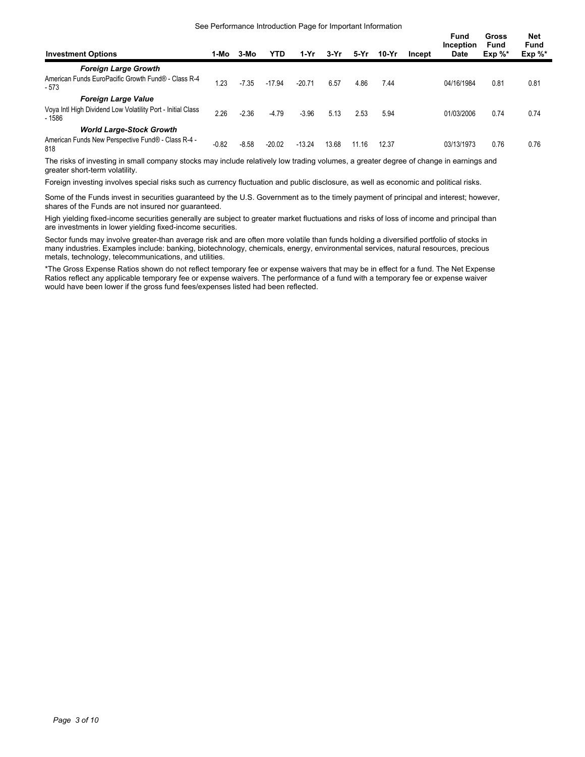See Performance Introduction Page for Important Information

| Investment Options | 1-Mo | 3-Mo | YTD | 1-Yr | 3-Yr | 5-Yr | 10-Yr | Incept | Fund Inception Date | Gross Fund Exp %* | Net Fund Exp %* |
|---|---|---|---|---|---|---|---|---|---|---|---|
| ***Foreign Large Growth*** | | | | | | | | | | | |
| American Funds EuroPacific Growth Fund® - Class R-4 - 573 | 1.23 | -7.35 | -17.94 | -20.71 | 6.57 | 4.86 | 7.44 | | 04/16/1984 | 0.81 | 0.81 |
| ***Foreign Large Value*** | | | | | | | | | | | |
| Voya Intl High Dividend Low Volatility Port - Initial Class - 1586 | 2.26 | -2.36 | -4.79 | -3.96 | 5.13 | 2.53 | 5.94 | | 01/03/2006 | 0.74 | 0.74 |
| ***World Large-Stock Growth*** | | | | | | | | | | | |
| American Funds New Perspective Fund® - Class R-4 - 818 | -0.82 | -8.58 | -20.02 | -13.24 | 13.68 | 11.16 | 12.37 | | 03/13/1973 | 0.76 | 0.76 |

The risks of investing in small company stocks may include relatively low trading volumes, a greater degree of change in earnings and greater short-term volatility.

Foreign investing involves special risks such as currency fluctuation and public disclosure, as well as economic and political risks.

Some of the Funds invest in securities guaranteed by the U.S. Government as to the timely payment of principal and interest; however, shares of the Funds are not insured nor guaranteed.

High yielding fixed-income securities generally are subject to greater market fluctuations and risks of loss of income and principal than are investments in lower yielding fixed-income securities.

Sector funds may involve greater-than average risk and are often more volatile than funds holding a diversified portfolio of stocks in many industries. Examples include: banking, biotechnology, chemicals, energy, environmental services, natural resources, precious metals, technology, telecommunications, and utilities.

*The Gross Expense Ratios shown do not reflect temporary fee or expense waivers that may be in effect for a fund. The Net Expense Ratios reflect any applicable temporary fee or expense waivers. The performance of a fund with a temporary fee or expense waiver would have been lower if the gross fund fees/expenses listed had been reflected.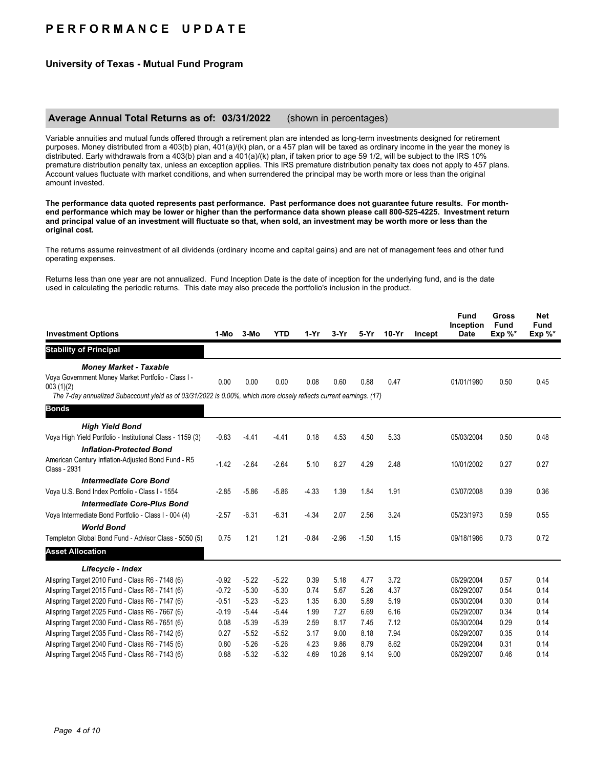# PERFORMANCE UPDATE

### University of Texas - Mutual Fund Program

## Average Annual Total Returns as of: 03/31/2022 (shown in percentages)

Variable annuities and mutual funds offered through a retirement plan are intended as long-term investments designed for retirement purposes. Money distributed from a 403(b) plan, 401(a)/(k) plan, or a 457 plan will be taxed as ordinary income in the year the money is distributed. Early withdrawals from a 403(b) plan and a 401(a)/(k) plan, if taken prior to age 59 1/2, will be subject to the IRS 10% premature distribution penalty tax, unless an exception applies. This IRS premature distribution penalty tax does not apply to 457 plans. Account values fluctuate with market conditions, and when surrendered the principal may be worth more or less than the original amount invested.

**The performance data quoted represents past performance. Past performance does not guarantee future results. For month-end performance which may be lower or higher than the performance data shown please call 800-525-4225. Investment return and principal value of an investment will fluctuate so that, when sold, an investment may be worth more or less than the original cost.**

The returns assume reinvestment of all dividends (ordinary income and capital gains) and are net of management fees and other fund operating expenses.

Returns less than one year are not annualized. Fund Inception Date is the date of inception for the underlying fund, and is the date used in calculating the periodic returns. This date may also precede the portfolio's inclusion in the product.

| Investment Options | 1-Mo | 3-Mo | YTD | 1-Yr | 3-Yr | 5-Yr | 10-Yr | Incept | Fund Inception Date | Gross Fund Exp %* | Net Fund Exp %* |
|---|---|---|---|---|---|---|---|---|---|---|---|
| **Stability of Principal** | | | | | | | | | | | |
| ***Money Market - Taxable*** | | | | | | | | | | | |
| Voya Government Money Market Portfolio - Class I - 003 (1)(2) | 0.00 | 0.00 | 0.00 | 0.08 | 0.60 | 0.88 | 0.47 | | 01/01/1980 | 0.50 | 0.45 |
| *The 7-day annualized Subaccount yield as of 03/31/2022 is 0.00%, which more closely reflects current earnings. (17)* | | | | | | | | | | | |
| **Bonds** | | | | | | | | | | | |
| ***High Yield Bond*** | | | | | | | | | | | |
| Voya High Yield Portfolio - Institutional Class - 1159 (3) | -0.83 | -4.41 | -4.41 | 0.18 | 4.53 | 4.50 | 5.33 | | 05/03/2004 | 0.50 | 0.48 |
| ***Inflation-Protected Bond*** | | | | | | | | | | | |
| American Century Inflation-Adjusted Bond Fund - R5 Class - 2931 | -1.42 | -2.64 | -2.64 | 5.10 | 6.27 | 4.29 | 2.48 | | 10/01/2002 | 0.27 | 0.27 |
| ***Intermediate Core Bond*** | | | | | | | | | | | |
| Voya U.S. Bond Index Portfolio - Class I - 1554 | -2.85 | -5.86 | -5.86 | -4.33 | 1.39 | 1.84 | 1.91 | | 03/07/2008 | 0.39 | 0.36 |
| ***Intermediate Core-Plus Bond*** | | | | | | | | | | | |
| Voya Intermediate Bond Portfolio - Class I - 004 (4) | -2.57 | -6.31 | -6.31 | -4.34 | 2.07 | 2.56 | 3.24 | | 05/23/1973 | 0.59 | 0.55 |
| ***World Bond*** | | | | | | | | | | | |
| Templeton Global Bond Fund - Advisor Class - 5050 (5) | 0.75 | 1.21 | 1.21 | -0.84 | -2.96 | -1.50 | 1.15 | | 09/18/1986 | 0.73 | 0.72 |
| **Asset Allocation** | | | | | | | | | | | |
| ***Lifecycle - Index*** | | | | | | | | | | | |
| Allspring Target 2010 Fund - Class R6 - 7148 (6) | -0.92 | -5.22 | -5.22 | 0.39 | 5.18 | 4.77 | 3.72 | | 06/29/2004 | 0.57 | 0.14 |
| Allspring Target 2015 Fund - Class R6 - 7141 (6) | -0.72 | -5.30 | -5.30 | 0.74 | 5.67 | 5.26 | 4.37 | | 06/29/2007 | 0.54 | 0.14 |
| Allspring Target 2020 Fund - Class R6 - 7147 (6) | -0.51 | -5.23 | -5.23 | 1.35 | 6.30 | 5.89 | 5.19 | | 06/30/2004 | 0.30 | 0.14 |
| Allspring Target 2025 Fund - Class R6 - 7667 (6) | -0.19 | -5.44 | -5.44 | 1.99 | 7.27 | 6.69 | 6.16 | | 06/29/2007 | 0.34 | 0.14 |
| Allspring Target 2030 Fund - Class R6 - 7651 (6) | 0.08 | -5.39 | -5.39 | 2.59 | 8.17 | 7.45 | 7.12 | | 06/30/2004 | 0.29 | 0.14 |
| Allspring Target 2035 Fund - Class R6 - 7142 (6) | 0.27 | -5.52 | -5.52 | 3.17 | 9.00 | 8.18 | 7.94 | | 06/29/2007 | 0.35 | 0.14 |
| Allspring Target 2040 Fund - Class R6 - 7145 (6) | 0.80 | -5.26 | -5.26 | 4.23 | 9.86 | 8.79 | 8.62 | | 06/29/2004 | 0.31 | 0.14 |
| Allspring Target 2045 Fund - Class R6 - 7143 (6) | 0.88 | -5.32 | -5.32 | 4.69 | 10.26 | 9.14 | 9.00 | | 06/29/2007 | 0.46 | 0.14 |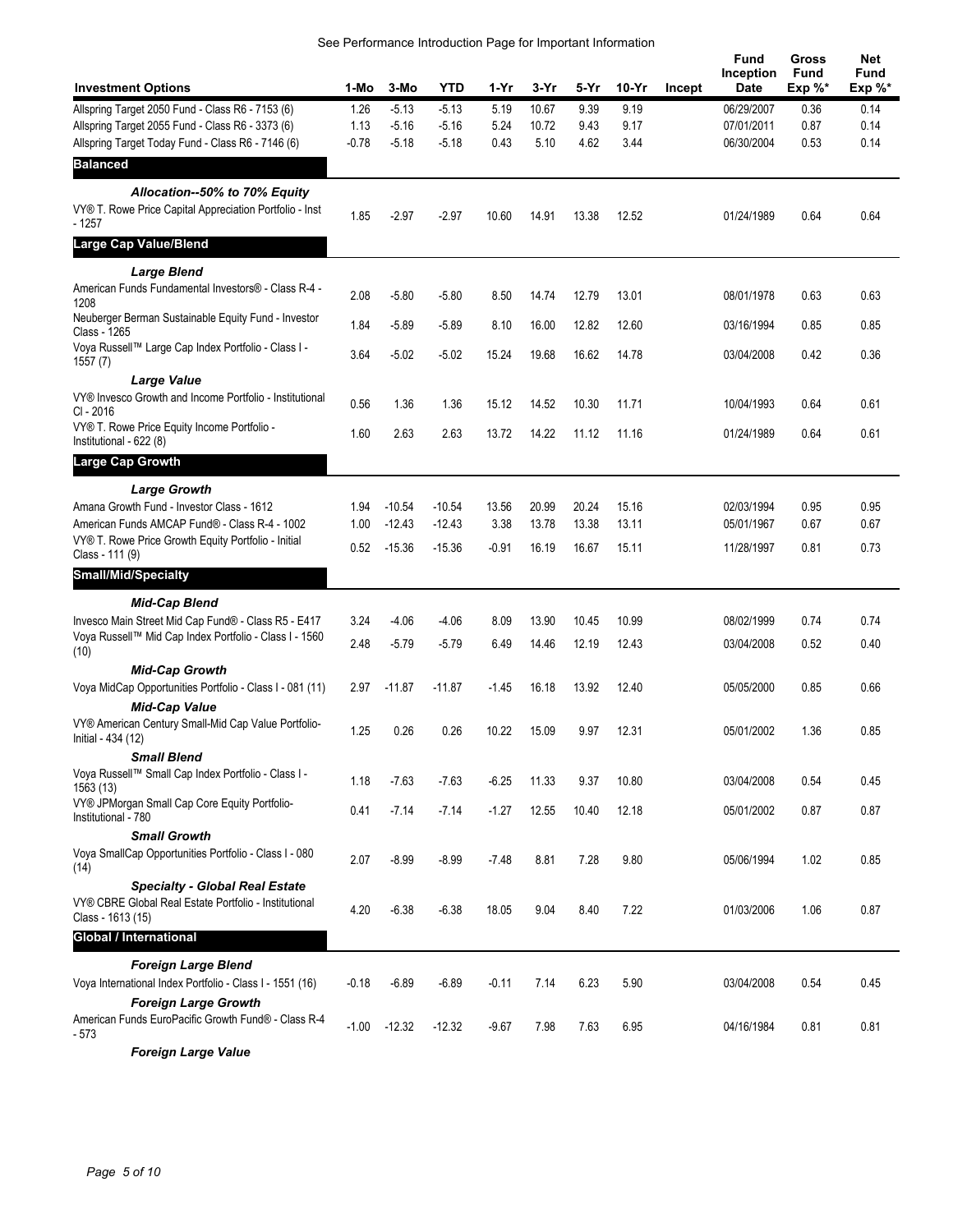See Performance Introduction Page for Important Information

| Investment Options | 1-Mo | 3-Mo | YTD | 1-Yr | 3-Yr | 5-Yr | 10-Yr | Incept | Fund Inception Date | Gross Fund Exp %* | Net Fund Exp %* |
|---|---|---|---|---|---|---|---|---|---|---|---|
| Allspring Target 2050 Fund - Class R6 - 7153 (6) | 1.26 | -5.13 | -5.13 | 5.19 | 10.67 | 9.39 | 9.19 | | 06/29/2007 | 0.36 | 0.14 |
| Allspring Target 2055 Fund - Class R6 - 3373 (6) | 1.13 | -5.16 | -5.16 | 5.24 | 10.72 | 9.43 | 9.17 | | 07/01/2011 | 0.87 | 0.14 |
| Allspring Target Today Fund - Class R6 - 7146 (6) | -0.78 | -5.18 | -5.18 | 0.43 | 5.10 | 4.62 | 3.44 | | 06/30/2004 | 0.53 | 0.14 |
| **Balanced** | | | | | | | | | | | |
| ***Allocation--50% to 70% Equity*** | | | | | | | | | | | |
| VY® T. Rowe Price Capital Appreciation Portfolio - Inst - 1257 | 1.85 | -2.97 | -2.97 | 10.60 | 14.91 | 13.38 | 12.52 | | 01/24/1989 | 0.64 | 0.64 |
| **Large Cap Value/Blend** | | | | | | | | | | | |
| ***Large Blend*** | | | | | | | | | | | |
| American Funds Fundamental Investors® - Class R-4 - 1208 | 2.08 | -5.80 | -5.80 | 8.50 | 14.74 | 12.79 | 13.01 | | 08/01/1978 | 0.63 | 0.63 |
| Neuberger Berman Sustainable Equity Fund - Investor Class - 1265 | 1.84 | -5.89 | -5.89 | 8.10 | 16.00 | 12.82 | 12.60 | | 03/16/1994 | 0.85 | 0.85 |
| Voya Russell™ Large Cap Index Portfolio - Class I - 1557 (7) | 3.64 | -5.02 | -5.02 | 15.24 | 19.68 | 16.62 | 14.78 | | 03/04/2008 | 0.42 | 0.36 |
| ***Large Value*** | | | | | | | | | | | |
| VY® Invesco Growth and Income Portfolio - Institutional Cl - 2016 | 0.56 | 1.36 | 1.36 | 15.12 | 14.52 | 10.30 | 11.71 | | 10/04/1993 | 0.64 | 0.61 |
| VY® T. Rowe Price Equity Income Portfolio - Institutional - 622 (8) | 1.60 | 2.63 | 2.63 | 13.72 | 14.22 | 11.12 | 11.16 | | 01/24/1989 | 0.64 | 0.61 |
| **Large Cap Growth** | | | | | | | | | | | |
| ***Large Growth*** | | | | | | | | | | | |
| Amana Growth Fund - Investor Class - 1612 | 1.94 | -10.54 | -10.54 | 13.56 | 20.99 | 20.24 | 15.16 | | 02/03/1994 | 0.95 | 0.95 |
| American Funds AMCAP Fund® - Class R-4 - 1002 | 1.00 | -12.43 | -12.43 | 3.38 | 13.78 | 13.38 | 13.11 | | 05/01/1967 | 0.67 | 0.67 |
| VY® T. Rowe Price Growth Equity Portfolio - Initial Class - 111 (9) | 0.52 | -15.36 | -15.36 | -0.91 | 16.19 | 16.67 | 15.11 | | 11/28/1997 | 0.81 | 0.73 |
| **Small/Mid/Specialty** | | | | | | | | | | | |
| ***Mid-Cap Blend*** | | | | | | | | | | | |
| Invesco Main Street Mid Cap Fund® - Class R5 - E417 | 3.24 | -4.06 | -4.06 | 8.09 | 13.90 | 10.45 | 10.99 | | 08/02/1999 | 0.74 | 0.74 |
| Voya Russell™ Mid Cap Index Portfolio - Class I - 1560 (10) | 2.48 | -5.79 | -5.79 | 6.49 | 14.46 | 12.19 | 12.43 | | 03/04/2008 | 0.52 | 0.40 |
| ***Mid-Cap Growth*** | | | | | | | | | | | |
| Voya MidCap Opportunities Portfolio - Class I - 081 (11) | 2.97 | -11.87 | -11.87 | -1.45 | 16.18 | 13.92 | 12.40 | | 05/05/2000 | 0.85 | 0.66 |
| ***Mid-Cap Value*** | | | | | | | | | | | |
| VY® American Century Small-Mid Cap Value Portfolio-Initial - 434 (12) | 1.25 | 0.26 | 0.26 | 10.22 | 15.09 | 9.97 | 12.31 | | 05/01/2002 | 1.36 | 0.85 |
| ***Small Blend*** | | | | | | | | | | | |
| Voya Russell™ Small Cap Index Portfolio - Class I - 1563 (13) | 1.18 | -7.63 | -7.63 | -6.25 | 11.33 | 9.37 | 10.80 | | 03/04/2008 | 0.54 | 0.45 |
| VY® JPMorgan Small Cap Core Equity Portfolio-Institutional - 780 | 0.41 | -7.14 | -7.14 | -1.27 | 12.55 | 10.40 | 12.18 | | 05/01/2002 | 0.87 | 0.87 |
| ***Small Growth*** | | | | | | | | | | | |
| Voya SmallCap Opportunities Portfolio - Class I - 080 (14) | 2.07 | -8.99 | -8.99 | -7.48 | 8.81 | 7.28 | 9.80 | | 05/06/1994 | 1.02 | 0.85 |
| ***Specialty - Global Real Estate*** | | | | | | | | | | | |
| VY® CBRE Global Real Estate Portfolio - Institutional Class - 1613 (15) | 4.20 | -6.38 | -6.38 | 18.05 | 9.04 | 8.40 | 7.22 | | 01/03/2006 | 1.06 | 0.87 |
| **Global / International** | | | | | | | | | | | |
| ***Foreign Large Blend*** | | | | | | | | | | | |
| Voya International Index Portfolio - Class I - 1551 (16) | -0.18 | -6.89 | -6.89 | -0.11 | 7.14 | 6.23 | 5.90 | | 03/04/2008 | 0.54 | 0.45 |
| ***Foreign Large Growth*** | | | | | | | | | | | |
| American Funds EuroPacific Growth Fund® - Class R-4 - 573 | -1.00 | -12.32 | -12.32 | -9.67 | 7.98 | 7.63 | 6.95 | | 04/16/1984 | 0.81 | 0.81 |
| ***Foreign Large Value*** | | | | | | | | | | | |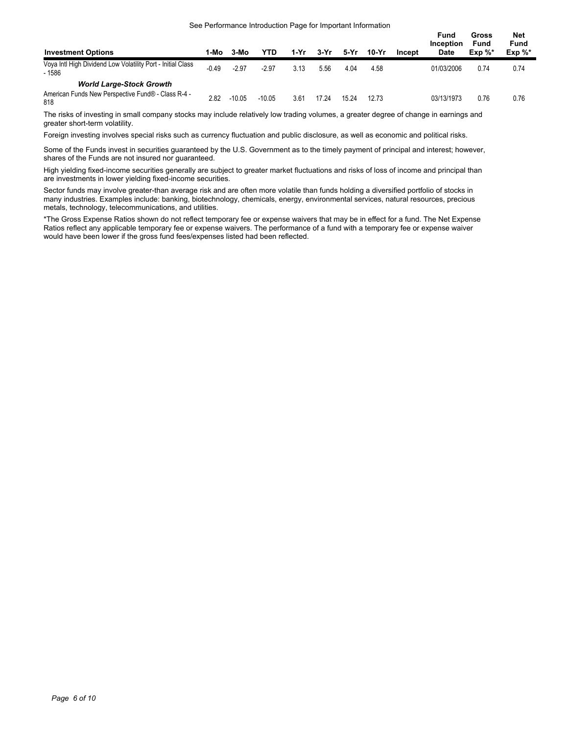See Performance Introduction Page for Important Information

| Investment Options | 1-Mo | 3-Mo | YTD | 1-Yr | 3-Yr | 5-Yr | 10-Yr | Incept | Fund Inception Date | Gross Fund Exp %* | Net Fund Exp %* |
|---|---|---|---|---|---|---|---|---|---|---|---|
| Voya Intl High Dividend Low Volatility Port - Initial Class - 1586 | -0.49 | -2.97 | -2.97 | 3.13 | 5.56 | 4.04 | 4.58 | | 01/03/2006 | 0.74 | 0.74 |
| ***World Large-Stock Growth*** | | | | | | | | | | | |
| American Funds New Perspective Fund® - Class R-4 - 818 | 2.82 | -10.05 | -10.05 | 3.61 | 17.24 | 15.24 | 12.73 | | 03/13/1973 | 0.76 | 0.76 |

The risks of investing in small company stocks may include relatively low trading volumes, a greater degree of change in earnings and greater short-term volatility.

Foreign investing involves special risks such as currency fluctuation and public disclosure, as well as economic and political risks.

Some of the Funds invest in securities guaranteed by the U.S. Government as to the timely payment of principal and interest; however, shares of the Funds are not insured nor guaranteed.

High yielding fixed-income securities generally are subject to greater market fluctuations and risks of loss of income and principal than are investments in lower yielding fixed-income securities.

Sector funds may involve greater-than average risk and are often more volatile than funds holding a diversified portfolio of stocks in many industries. Examples include: banking, biotechnology, chemicals, energy, environmental services, natural resources, precious metals, technology, telecommunications, and utilities.

*The Gross Expense Ratios shown do not reflect temporary fee or expense waivers that may be in effect for a fund. The Net Expense Ratios reflect any applicable temporary fee or expense waivers. The performance of a fund with a temporary fee or expense waiver would have been lower if the gross fund fees/expenses listed had been reflected.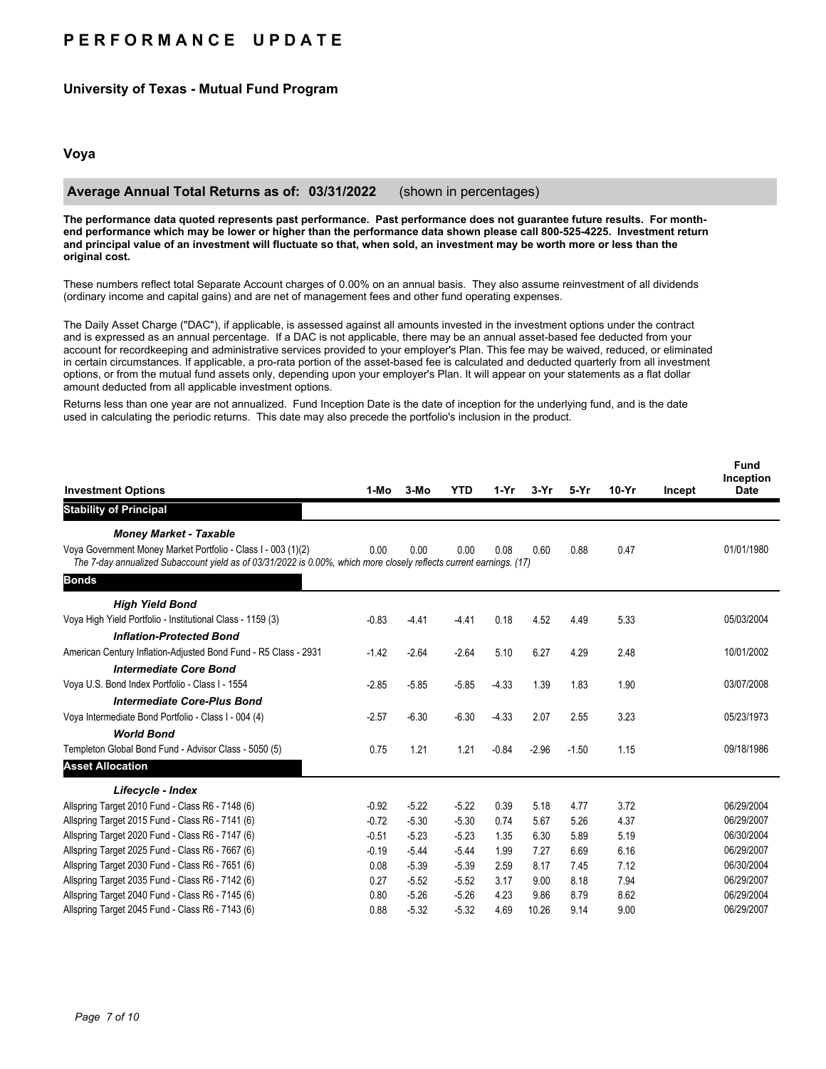# PERFORMANCE UPDATE

## University of Texas - Mutual Fund Program

### Voya

**Average Annual Total Returns as of: 03/31/2022** (shown in percentages)

**The performance data quoted represents past performance. Past performance does not guarantee future results. For month-end performance which may be lower or higher than the performance data shown please call 800-525-4225. Investment return and principal value of an investment will fluctuate so that, when sold, an investment may be worth more or less than the original cost.**

These numbers reflect total Separate Account charges of 0.00% on an annual basis. They also assume reinvestment of all dividends (ordinary income and capital gains) and are net of management fees and other fund operating expenses.

The Daily Asset Charge ("DAC"), if applicable, is assessed against all amounts invested in the investment options under the contract and is expressed as an annual percentage. If a DAC is not applicable, there may be an annual asset-based fee deducted from your account for recordkeeping and administrative services provided to your employer's Plan. This fee may be waived, reduced, or eliminated in certain circumstances. If applicable, a pro-rata portion of the asset-based fee is calculated and deducted quarterly from all investment options, or from the mutual fund assets only, depending upon your employer's Plan. It will appear on your statements as a flat dollar amount deducted from all applicable investment options.

Returns less than one year are not annualized. Fund Inception Date is the date of inception for the underlying fund, and is the date used in calculating the periodic returns. This date may also precede the portfolio's inclusion in the product.

| Investment Options | 1-Mo | 3-Mo | YTD | 1-Yr | 3-Yr | 5-Yr | 10-Yr | Incept | Fund Inception Date |
|---|---|---|---|---|---|---|---|---|---|
| **Stability of Principal** | | | | | | | | | |
| ***Money Market - Taxable*** | | | | | | | | | |
| Voya Government Money Market Portfolio - Class I - 003 (1)(2) | 0.00 | 0.00 | 0.00 | 0.08 | 0.60 | 0.88 | 0.47 | | 01/01/1980 |
| *The 7-day annualized Subaccount yield as of 03/31/2022 is 0.00%, which more closely reflects current earnings. (17)* | | | | | | | | | |
| **Bonds** | | | | | | | | | |
| ***High Yield Bond*** | | | | | | | | | |
| Voya High Yield Portfolio - Institutional Class - 1159 (3) | -0.83 | -4.41 | -4.41 | 0.18 | 4.52 | 4.49 | 5.33 | | 05/03/2004 |
| ***Inflation-Protected Bond*** | | | | | | | | | |
| American Century Inflation-Adjusted Bond Fund - R5 Class - 2931 | -1.42 | -2.64 | -2.64 | 5.10 | 6.27 | 4.29 | 2.48 | | 10/01/2002 |
| ***Intermediate Core Bond*** | | | | | | | | | |
| Voya U.S. Bond Index Portfolio - Class I - 1554 | -2.85 | -5.85 | -5.85 | -4.33 | 1.39 | 1.83 | 1.90 | | 03/07/2008 |
| ***Intermediate Core-Plus Bond*** | | | | | | | | | |
| Voya Intermediate Bond Portfolio - Class I - 004 (4) | -2.57 | -6.30 | -6.30 | -4.33 | 2.07 | 2.55 | 3.23 | | 05/23/1973 |
| ***World Bond*** | | | | | | | | | |
| Templeton Global Bond Fund - Advisor Class - 5050 (5) | 0.75 | 1.21 | 1.21 | -0.84 | -2.96 | -1.50 | 1.15 | | 09/18/1986 |
| **Asset Allocation** | | | | | | | | | |
| ***Lifecycle - Index*** | | | | | | | | | |
| Allspring Target 2010 Fund - Class R6 - 7148 (6) | -0.92 | -5.22 | -5.22 | 0.39 | 5.18 | 4.77 | 3.72 | | 06/29/2004 |
| Allspring Target 2015 Fund - Class R6 - 7141 (6) | -0.72 | -5.30 | -5.30 | 0.74 | 5.67 | 5.26 | 4.37 | | 06/29/2007 |
| Allspring Target 2020 Fund - Class R6 - 7147 (6) | -0.51 | -5.23 | -5.23 | 1.35 | 6.30 | 5.89 | 5.19 | | 06/30/2004 |
| Allspring Target 2025 Fund - Class R6 - 7667 (6) | -0.19 | -5.44 | -5.44 | 1.99 | 7.27 | 6.69 | 6.16 | | 06/29/2007 |
| Allspring Target 2030 Fund - Class R6 - 7651 (6) | 0.08 | -5.39 | -5.39 | 2.59 | 8.17 | 7.45 | 7.12 | | 06/30/2004 |
| Allspring Target 2035 Fund - Class R6 - 7142 (6) | 0.27 | -5.52 | -5.52 | 3.17 | 9.00 | 8.18 | 7.94 | | 06/29/2007 |
| Allspring Target 2040 Fund - Class R6 - 7145 (6) | 0.80 | -5.26 | -5.26 | 4.23 | 9.86 | 8.79 | 8.62 | | 06/29/2004 |
| Allspring Target 2045 Fund - Class R6 - 7143 (6) | 0.88 | -5.32 | -5.32 | 4.69 | 10.26 | 9.14 | 9.00 | | 06/29/2007 |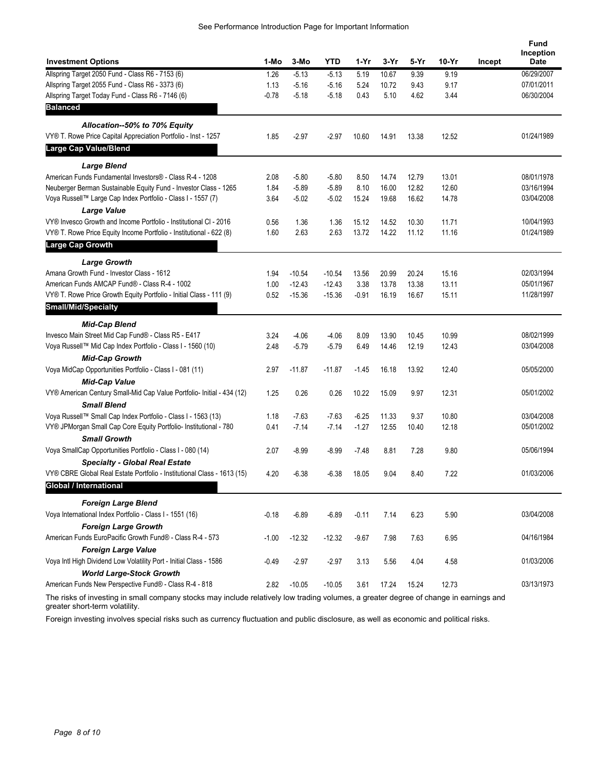See Performance Introduction Page for Important Information

| Investment Options | 1-Mo | 3-Mo | YTD | 1-Yr | 3-Yr | 5-Yr | 10-Yr | Incept | Fund Inception Date |
|---|---|---|---|---|---|---|---|---|---|
| Allspring Target 2050 Fund - Class R6 - 7153 (6) | 1.26 | -5.13 | -5.13 | 5.19 | 10.67 | 9.39 | 9.19 | | 06/29/2007 |
| Allspring Target 2055 Fund - Class R6 - 3373 (6) | 1.13 | -5.16 | -5.16 | 5.24 | 10.72 | 9.43 | 9.17 | | 07/01/2011 |
| Allspring Target Today Fund - Class R6 - 7146 (6) | -0.78 | -5.18 | -5.18 | 0.43 | 5.10 | 4.62 | 3.44 | | 06/30/2004 |
| **Balanced** | | | | | | | | | |
| ***Allocation--50% to 70% Equity*** | | | | | | | | | |
| VY® T. Rowe Price Capital Appreciation Portfolio - Inst - 1257 | 1.85 | -2.97 | -2.97 | 10.60 | 14.91 | 13.38 | 12.52 | | 01/24/1989 |
| **Large Cap Value/Blend** | | | | | | | | | |
| ***Large Blend*** | | | | | | | | | |
| American Funds Fundamental Investors® - Class R-4 - 1208 | 2.08 | -5.80 | -5.80 | 8.50 | 14.74 | 12.79 | 13.01 | | 08/01/1978 |
| Neuberger Berman Sustainable Equity Fund - Investor Class - 1265 | 1.84 | -5.89 | -5.89 | 8.10 | 16.00 | 12.82 | 12.60 | | 03/16/1994 |
| Voya Russell™ Large Cap Index Portfolio - Class I - 1557 (7) | 3.64 | -5.02 | -5.02 | 15.24 | 19.68 | 16.62 | 14.78 | | 03/04/2008 |
| ***Large Value*** | | | | | | | | | |
| VY® Invesco Growth and Income Portfolio - Institutional Cl - 2016 | 0.56 | 1.36 | 1.36 | 15.12 | 14.52 | 10.30 | 11.71 | | 10/04/1993 |
| VY® T. Rowe Price Equity Income Portfolio - Institutional - 622 (8) | 1.60 | 2.63 | 2.63 | 13.72 | 14.22 | 11.12 | 11.16 | | 01/24/1989 |
| **Large Cap Growth** | | | | | | | | | |
| ***Large Growth*** | | | | | | | | | |
| Amana Growth Fund - Investor Class - 1612 | 1.94 | -10.54 | -10.54 | 13.56 | 20.99 | 20.24 | 15.16 | | 02/03/1994 |
| American Funds AMCAP Fund® - Class R-4 - 1002 | 1.00 | -12.43 | -12.43 | 3.38 | 13.78 | 13.38 | 13.11 | | 05/01/1967 |
| VY® T. Rowe Price Growth Equity Portfolio - Initial Class - 111 (9) | 0.52 | -15.36 | -15.36 | -0.91 | 16.19 | 16.67 | 15.11 | | 11/28/1997 |
| **Small/Mid/Specialty** | | | | | | | | | |
| ***Mid-Cap Blend*** | | | | | | | | | |
| Invesco Main Street Mid Cap Fund® - Class R5 - E417 | 3.24 | -4.06 | -4.06 | 8.09 | 13.90 | 10.45 | 10.99 | | 08/02/1999 |
| Voya Russell™ Mid Cap Index Portfolio - Class I - 1560 (10) | 2.48 | -5.79 | -5.79 | 6.49 | 14.46 | 12.19 | 12.43 | | 03/04/2008 |
| ***Mid-Cap Growth*** | | | | | | | | | |
| Voya MidCap Opportunities Portfolio - Class I - 081 (11) | 2.97 | -11.87 | -11.87 | -1.45 | 16.18 | 13.92 | 12.40 | | 05/05/2000 |
| ***Mid-Cap Value*** | | | | | | | | | |
| VY® American Century Small-Mid Cap Value Portfolio- Initial - 434 (12) | 1.25 | 0.26 | 0.26 | 10.22 | 15.09 | 9.97 | 12.31 | | 05/01/2002 |
| ***Small Blend*** | | | | | | | | | |
| Voya Russell™ Small Cap Index Portfolio - Class I - 1563 (13) | 1.18 | -7.63 | -7.63 | -6.25 | 11.33 | 9.37 | 10.80 | | 03/04/2008 |
| VY® JPMorgan Small Cap Core Equity Portfolio- Institutional - 780 | 0.41 | -7.14 | -7.14 | -1.27 | 12.55 | 10.40 | 12.18 | | 05/01/2002 |
| ***Small Growth*** | | | | | | | | | |
| Voya SmallCap Opportunities Portfolio - Class I - 080 (14) | 2.07 | -8.99 | -8.99 | -7.48 | 8.81 | 7.28 | 9.80 | | 05/06/1994 |
| ***Specialty - Global Real Estate*** | | | | | | | | | |
| VY® CBRE Global Real Estate Portfolio - Institutional Class - 1613 (15) | 4.20 | -6.38 | -6.38 | 18.05 | 9.04 | 8.40 | 7.22 | | 01/03/2006 |
| **Global / International** | | | | | | | | | |
| ***Foreign Large Blend*** | | | | | | | | | |
| Voya International Index Portfolio - Class I - 1551 (16) | -0.18 | -6.89 | -6.89 | -0.11 | 7.14 | 6.23 | 5.90 | | 03/04/2008 |
| ***Foreign Large Growth*** | | | | | | | | | |
| American Funds EuroPacific Growth Fund® - Class R-4 - 573 | -1.00 | -12.32 | -12.32 | -9.67 | 7.98 | 7.63 | 6.95 | | 04/16/1984 |
| ***Foreign Large Value*** | | | | | | | | | |
| Voya Intl High Dividend Low Volatility Port - Initial Class - 1586 | -0.49 | -2.97 | -2.97 | 3.13 | 5.56 | 4.04 | 4.58 | | 01/03/2006 |
| ***World Large-Stock Growth*** | | | | | | | | | |
| American Funds New Perspective Fund® - Class R-4 - 818 | 2.82 | -10.05 | -10.05 | 3.61 | 17.24 | 15.24 | 12.73 | | 03/13/1973 |

The risks of investing in small company stocks may include relatively low trading volumes, a greater degree of change in earnings and greater short-term volatility.

Foreign investing involves special risks such as currency fluctuation and public disclosure, as well as economic and political risks.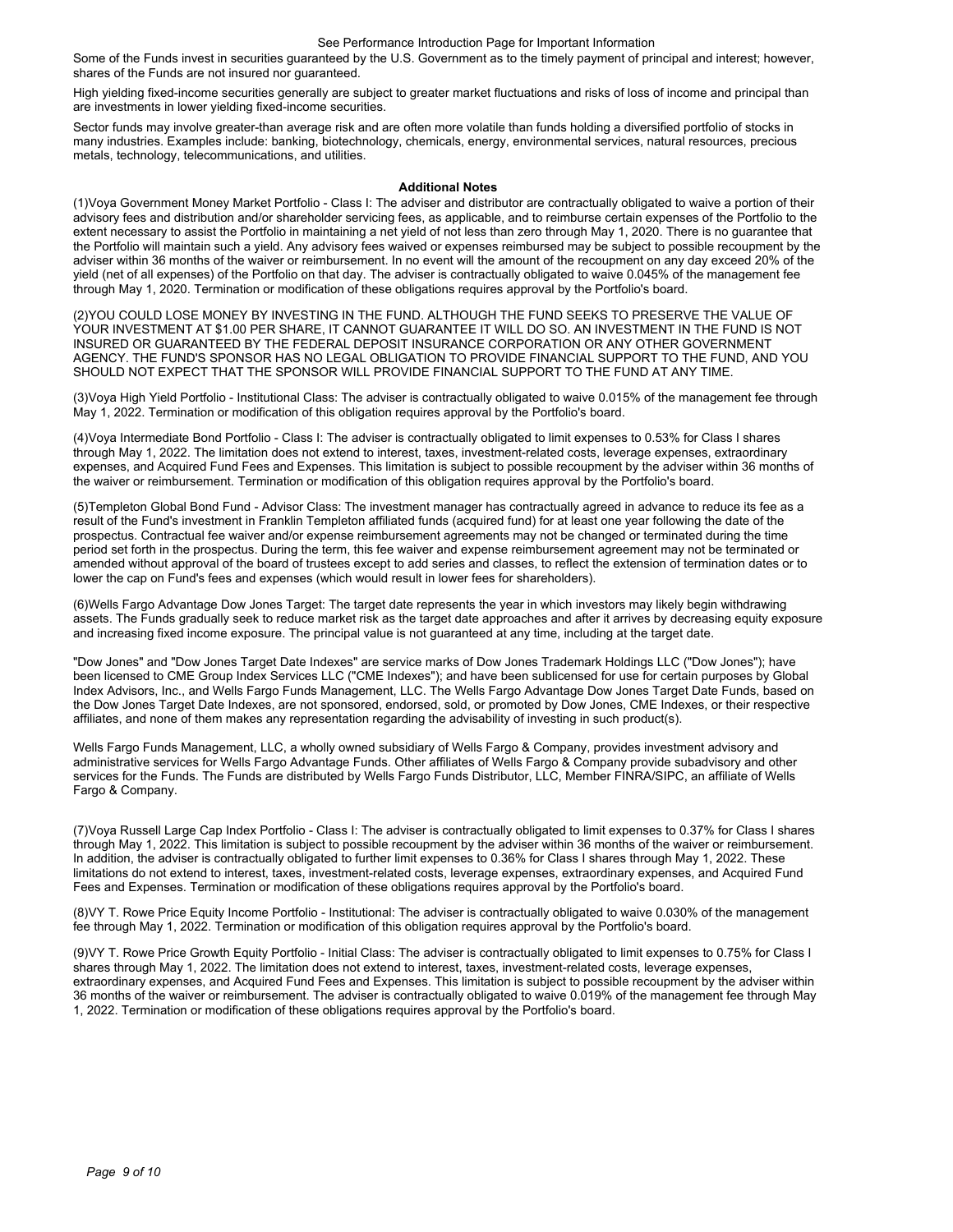Some of the Funds invest in securities guaranteed by the U.S. Government as to the timely payment of principal and interest; however, shares of the Funds are not insured nor guaranteed.

High yielding fixed-income securities generally are subject to greater market fluctuations and risks of loss of income and principal than are investments in lower yielding fixed-income securities.

Sector funds may involve greater-than average risk and are often more volatile than funds holding a diversified portfolio of stocks in many industries. Examples include: banking, biotechnology, chemicals, energy, environmental services, natural resources, precious metals, technology, telecommunications, and utilities.

**Additional Notes**

(1)Voya Government Money Market Portfolio - Class I: The adviser and distributor are contractually obligated to waive a portion of their advisory fees and distribution and/or shareholder servicing fees, as applicable, and to reimburse certain expenses of the Portfolio to the extent necessary to assist the Portfolio in maintaining a net yield of not less than zero through May 1, 2020. There is no guarantee that the Portfolio will maintain such a yield. Any advisory fees waived or expenses reimbursed may be subject to possible recoupment by the adviser within 36 months of the waiver or reimbursement. In no event will the amount of the recoupment on any day exceed 20% of the yield (net of all expenses) of the Portfolio on that day. The adviser is contractually obligated to waive 0.045% of the management fee through May 1, 2020. Termination or modification of these obligations requires approval by the Portfolio's board.

(2)YOU COULD LOSE MONEY BY INVESTING IN THE FUND. ALTHOUGH THE FUND SEEKS TO PRESERVE THE VALUE OF YOUR INVESTMENT AT $1.00 PER SHARE, IT CANNOT GUARANTEE IT WILL DO SO. AN INVESTMENT IN THE FUND IS NOT INSURED OR GUARANTEED BY THE FEDERAL DEPOSIT INSURANCE CORPORATION OR ANY OTHER GOVERNMENT AGENCY. THE FUND'S SPONSOR HAS NO LEGAL OBLIGATION TO PROVIDE FINANCIAL SUPPORT TO THE FUND, AND YOU SHOULD NOT EXPECT THAT THE SPONSOR WILL PROVIDE FINANCIAL SUPPORT TO THE FUND AT ANY TIME.

(3)Voya High Yield Portfolio - Institutional Class: The adviser is contractually obligated to waive 0.015% of the management fee through May 1, 2022. Termination or modification of this obligation requires approval by the Portfolio's board.

(4)Voya Intermediate Bond Portfolio - Class I: The adviser is contractually obligated to limit expenses to 0.53% for Class I shares through May 1, 2022. The limitation does not extend to interest, taxes, investment-related costs, leverage expenses, extraordinary expenses, and Acquired Fund Fees and Expenses. This limitation is subject to possible recoupment by the adviser within 36 months of the waiver or reimbursement. Termination or modification of this obligation requires approval by the Portfolio's board.

(5)Templeton Global Bond Fund - Advisor Class: The investment manager has contractually agreed in advance to reduce its fee as a result of the Fund's investment in Franklin Templeton affiliated funds (acquired fund) for at least one year following the date of the prospectus. Contractual fee waiver and/or expense reimbursement agreements may not be changed or terminated during the time period set forth in the prospectus. During the term, this fee waiver and expense reimbursement agreement may not be terminated or amended without approval of the board of trustees except to add series and classes, to reflect the extension of termination dates or to lower the cap on Fund's fees and expenses (which would result in lower fees for shareholders).

(6)Wells Fargo Advantage Dow Jones Target: The target date represents the year in which investors may likely begin withdrawing assets. The Funds gradually seek to reduce market risk as the target date approaches and after it arrives by decreasing equity exposure and increasing fixed income exposure. The principal value is not guaranteed at any time, including at the target date.

"Dow Jones" and "Dow Jones Target Date Indexes" are service marks of Dow Jones Trademark Holdings LLC ("Dow Jones"); have been licensed to CME Group Index Services LLC ("CME Indexes"); and have been sublicensed for use for certain purposes by Global Index Advisors, Inc., and Wells Fargo Funds Management, LLC. The Wells Fargo Advantage Dow Jones Target Date Funds, based on the Dow Jones Target Date Indexes, are not sponsored, endorsed, sold, or promoted by Dow Jones, CME Indexes, or their respective affiliates, and none of them makes any representation regarding the advisability of investing in such product(s).

Wells Fargo Funds Management, LLC, a wholly owned subsidiary of Wells Fargo & Company, provides investment advisory and administrative services for Wells Fargo Advantage Funds. Other affiliates of Wells Fargo & Company provide subadvisory and other services for the Funds. The Funds are distributed by Wells Fargo Funds Distributor, LLC, Member FINRA/SIPC, an affiliate of Wells Fargo & Company.

(7)Voya Russell Large Cap Index Portfolio - Class I: The adviser is contractually obligated to limit expenses to 0.37% for Class I shares through May 1, 2022. This limitation is subject to possible recoupment by the adviser within 36 months of the waiver or reimbursement. In addition, the adviser is contractually obligated to further limit expenses to 0.36% for Class I shares through May 1, 2022. These limitations do not extend to interest, taxes, investment-related costs, leverage expenses, extraordinary expenses, and Acquired Fund Fees and Expenses. Termination or modification of these obligations requires approval by the Portfolio's board.

(8)VY T. Rowe Price Equity Income Portfolio - Institutional: The adviser is contractually obligated to waive 0.030% of the management fee through May 1, 2022. Termination or modification of this obligation requires approval by the Portfolio's board.

(9)VY T. Rowe Price Growth Equity Portfolio - Initial Class: The adviser is contractually obligated to limit expenses to 0.75% for Class I shares through May 1, 2022. The limitation does not extend to interest, taxes, investment-related costs, leverage expenses, extraordinary expenses, and Acquired Fund Fees and Expenses. This limitation is subject to possible recoupment by the adviser within 36 months of the waiver or reimbursement. The adviser is contractually obligated to waive 0.019% of the management fee through May 1, 2022. Termination or modification of these obligations requires approval by the Portfolio's board.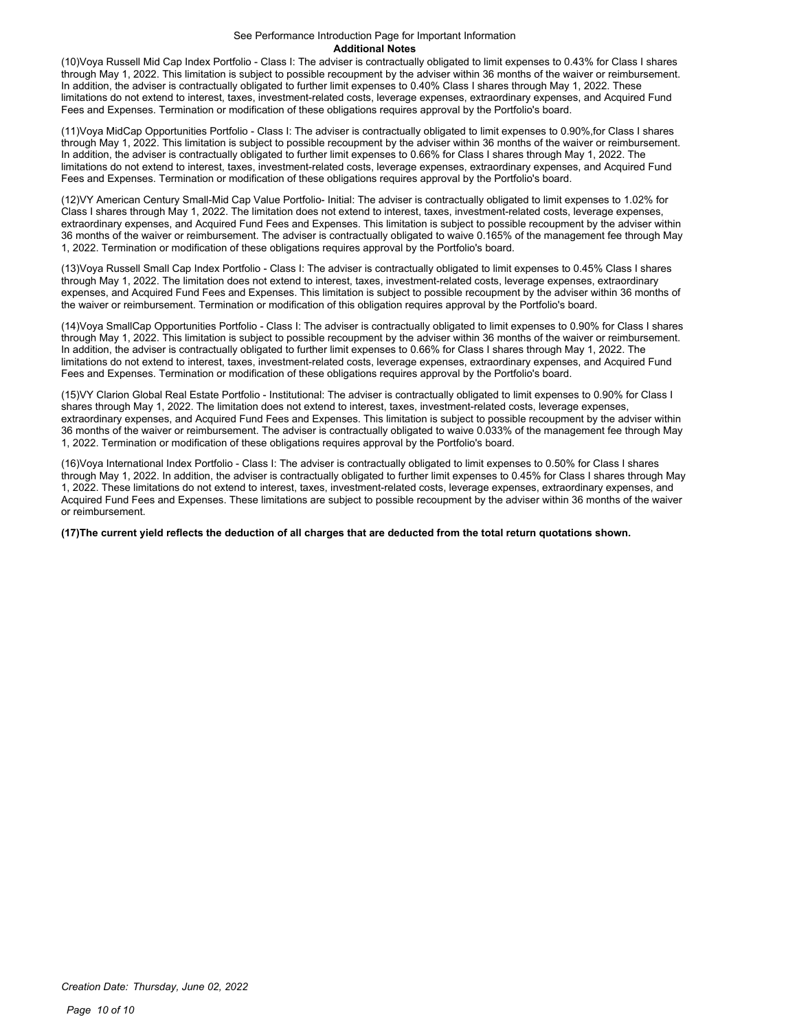## Additional Notes

(10)Voya Russell Mid Cap Index Portfolio - Class I: The adviser is contractually obligated to limit expenses to 0.43% for Class I shares through May 1, 2022. This limitation is subject to possible recoupment by the adviser within 36 months of the waiver or reimbursement. In addition, the adviser is contractually obligated to further limit expenses to 0.40% Class I shares through May 1, 2022. These limitations do not extend to interest, taxes, investment-related costs, leverage expenses, extraordinary expenses, and Acquired Fund Fees and Expenses. Termination or modification of these obligations requires approval by the Portfolio's board.

(11)Voya MidCap Opportunities Portfolio - Class I: The adviser is contractually obligated to limit expenses to 0.90%,for Class I shares through May 1, 2022. This limitation is subject to possible recoupment by the adviser within 36 months of the waiver or reimbursement. In addition, the adviser is contractually obligated to further limit expenses to 0.66% for Class I shares through May 1, 2022. The limitations do not extend to interest, taxes, investment-related costs, leverage expenses, extraordinary expenses, and Acquired Fund Fees and Expenses. Termination or modification of these obligations requires approval by the Portfolio's board.

(12)VY American Century Small-Mid Cap Value Portfolio- Initial: The adviser is contractually obligated to limit expenses to 1.02% for Class I shares through May 1, 2022. The limitation does not extend to interest, taxes, investment-related costs, leverage expenses, extraordinary expenses, and Acquired Fund Fees and Expenses. This limitation is subject to possible recoupment by the adviser within 36 months of the waiver or reimbursement. The adviser is contractually obligated to waive 0.165% of the management fee through May 1, 2022. Termination or modification of these obligations requires approval by the Portfolio's board.

(13)Voya Russell Small Cap Index Portfolio - Class I: The adviser is contractually obligated to limit expenses to 0.45% Class I shares through May 1, 2022. The limitation does not extend to interest, taxes, investment-related costs, leverage expenses, extraordinary expenses, and Acquired Fund Fees and Expenses. This limitation is subject to possible recoupment by the adviser within 36 months of the waiver or reimbursement. Termination or modification of this obligation requires approval by the Portfolio's board.

(14)Voya SmallCap Opportunities Portfolio - Class I: The adviser is contractually obligated to limit expenses to 0.90% for Class I shares through May 1, 2022. This limitation is subject to possible recoupment by the adviser within 36 months of the waiver or reimbursement. In addition, the adviser is contractually obligated to further limit expenses to 0.66% for Class I shares through May 1, 2022. The limitations do not extend to interest, taxes, investment-related costs, leverage expenses, extraordinary expenses, and Acquired Fund Fees and Expenses. Termination or modification of these obligations requires approval by the Portfolio's board.

(15)VY Clarion Global Real Estate Portfolio - Institutional: The adviser is contractually obligated to limit expenses to 0.90% for Class I shares through May 1, 2022. The limitation does not extend to interest, taxes, investment-related costs, leverage expenses, extraordinary expenses, and Acquired Fund Fees and Expenses. This limitation is subject to possible recoupment by the adviser within 36 months of the waiver or reimbursement. The adviser is contractually obligated to waive 0.033% of the management fee through May 1, 2022. Termination or modification of these obligations requires approval by the Portfolio's board.

(16)Voya International Index Portfolio - Class I: The adviser is contractually obligated to limit expenses to 0.50% for Class I shares through May 1, 2022. In addition, the adviser is contractually obligated to further limit expenses to 0.45% for Class I shares through May 1, 2022. These limitations do not extend to interest, taxes, investment-related costs, leverage expenses, extraordinary expenses, and Acquired Fund Fees and Expenses. These limitations are subject to possible recoupment by the adviser within 36 months of the waiver or reimbursement.

**(17)The current yield reflects the deduction of all charges that are deducted from the total return quotations shown.**

*Creation Date: Thursday, June 02, 2022*